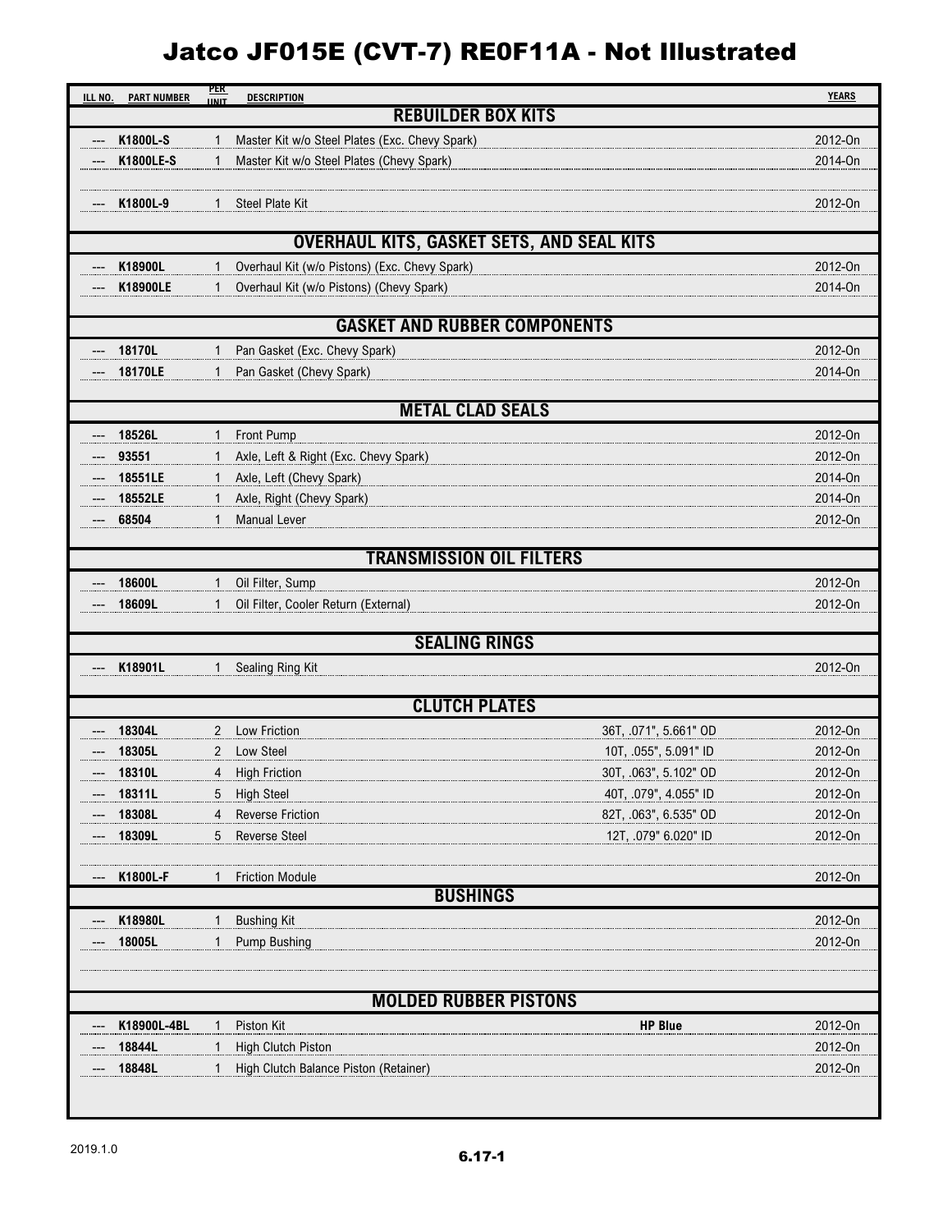# Jatco JF015E (CVT-7) RE0F11A - Not Illustrated

| ILL NO. | PART NUMBER | PER UNIT | DESCRIPTION | | YEARS |
|---|---|---|---|---|---|
| | | | **REBUILDER BOX KITS** | | |
| --- | **K1800L-S** | 1 | Master Kit w/o Steel Plates (Exc. Chevy Spark) | | 2012-On |
| --- | **K1800LE-S** | 1 | Master Kit w/o Steel Plates (Chevy Spark) | | 2014-On |
| --- | **K1800L-9** | 1 | Steel Plate Kit | | 2012-On |
| | | | **OVERHAUL KITS, GASKET SETS, AND SEAL KITS** | | |
| --- | **K18900L** | 1 | Overhaul Kit (w/o Pistons) (Exc. Chevy Spark) | | 2012-On |
| --- | **K18900LE** | 1 | Overhaul Kit (w/o Pistons) (Chevy Spark) | | 2014-On |
| | | | **GASKET AND RUBBER COMPONENTS** | | |
| --- | **18170L** | 1 | Pan Gasket (Exc. Chevy Spark) | | 2012-On |
| --- | **18170LE** | 1 | Pan Gasket (Chevy Spark) | | 2014-On |
| | | | **METAL CLAD SEALS** | | |
| --- | **18526L** | 1 | Front Pump | | 2012-On |
| --- | **93551** | 1 | Axle, Left & Right (Exc. Chevy Spark) | | 2012-On |
| --- | **18551LE** | 1 | Axle, Left (Chevy Spark) | | 2014-On |
| --- | **18552LE** | 1 | Axle, Right (Chevy Spark) | | 2014-On |
| --- | **68504** | 1 | Manual Lever | | 2012-On |
| | | | **TRANSMISSION OIL FILTERS** | | |
| --- | **18600L** | 1 | Oil Filter, Sump | | 2012-On |
| --- | **18609L** | 1 | Oil Filter, Cooler Return (External) | | 2012-On |
| | | | **SEALING RINGS** | | |
| --- | **K18901L** | 1 | Sealing Ring Kit | | 2012-On |
| | | | **CLUTCH PLATES** | | |
| --- | **18304L** | 2 | Low Friction | 36T, .071", 5.661" OD | 2012-On |
| --- | **18305L** | 2 | Low Steel | 10T, .055", 5.091" ID | 2012-On |
| --- | **18310L** | 4 | High Friction | 30T, .063", 5.102" OD | 2012-On |
| --- | **18311L** | 5 | High Steel | 40T, .079", 4.055" ID | 2012-On |
| --- | **18308L** | 4 | Reverse Friction | 82T, .063", 6.535" OD | 2012-On |
| --- | **18309L** | 5 | Reverse Steel | 12T, .079" 6.020" ID | 2012-On |
| --- | **K1800L-F** | 1 | Friction Module | | 2012-On |
| | | | **BUSHINGS** | | |
| --- | **K18980L** | 1 | Bushing Kit | | 2012-On |
| --- | **18005L** | 1 | Pump Bushing | | 2012-On |
| | | | **MOLDED RUBBER PISTONS** | | |
| --- | **K18900L-4BL** | 1 | Piston Kit | **HP Blue** | 2012-On |
| --- | **18844L** | 1 | High Clutch Piston | | 2012-On |
| --- | **18848L** | 1 | High Clutch Balance Piston (Retainer) | | 2012-On |

2019.1.0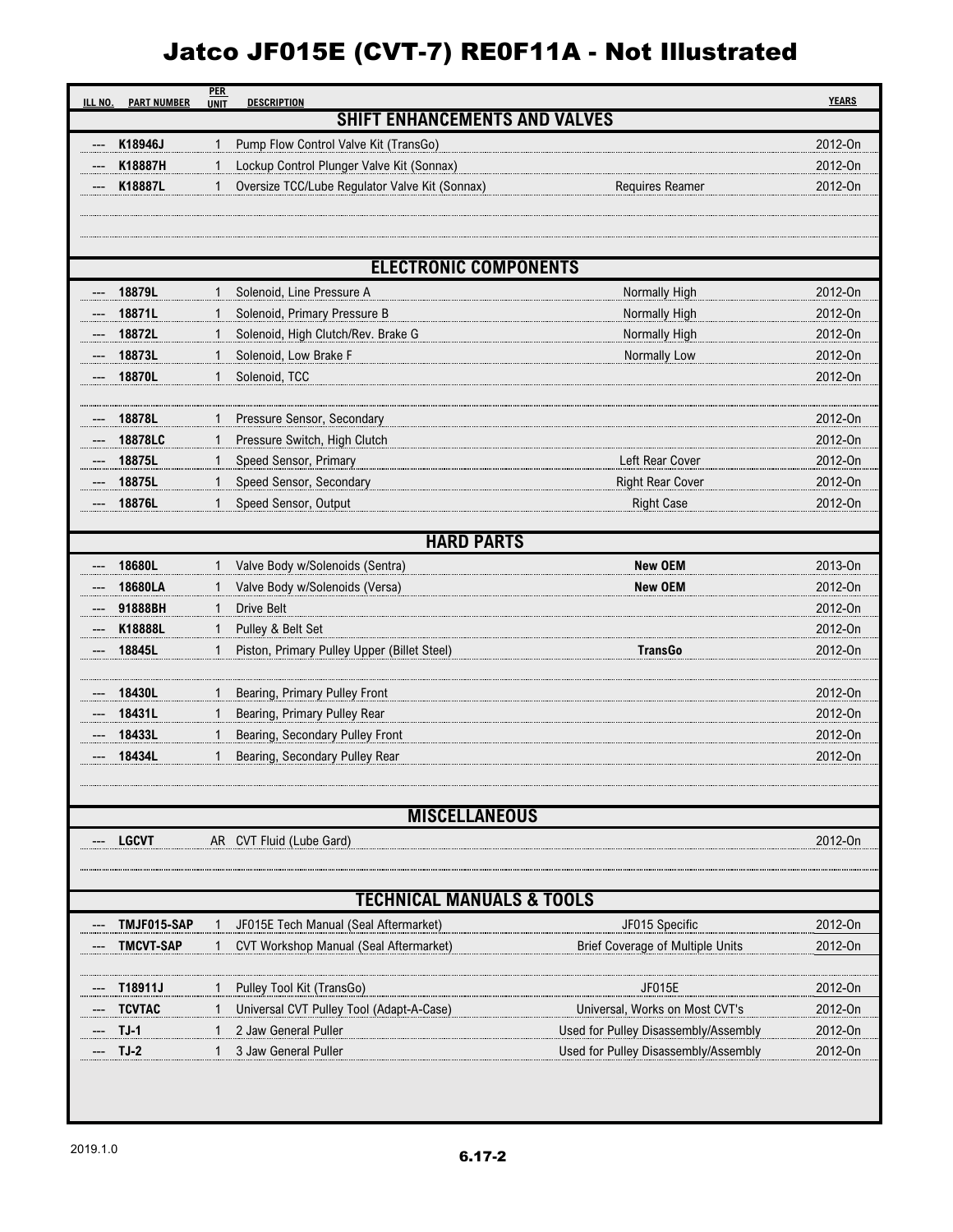# Jatco JF015E (CVT-7) RE0F11A - Not Illustrated

| ILL NO. | PART NUMBER | PER UNIT | DESCRIPTION | | YEARS |
|---|---|---|---|---|---|
| | | | **SHIFT ENHANCEMENTS AND VALVES** | | |
| --- | **K18946J** | 1 | Pump Flow Control Valve Kit (TransGo) | | 2012-On |
| --- | **K18887H** | 1 | Lockup Control Plunger Valve Kit (Sonnax) | | 2012-On |
| --- | **K18887L** | 1 | Oversize TCC/Lube Regulator Valve Kit (Sonnax) | Requires Reamer | 2012-On |
| | | | **ELECTRONIC COMPONENTS** | | |
| --- | **18879L** | 1 | Solenoid, Line Pressure A | Normally High | 2012-On |
| --- | **18871L** | 1 | Solenoid, Primary Pressure B | Normally High | 2012-On |
| --- | **18872L** | 1 | Solenoid, High Clutch/Rev. Brake G | Normally High | 2012-On |
| --- | **18873L** | 1 | Solenoid, Low Brake F | Normally Low | 2012-On |
| --- | **18870L** | 1 | Solenoid, TCC | | 2012-On |
| --- | **18878L** | 1 | Pressure Sensor, Secondary | | 2012-On |
| --- | **18878LC** | 1 | Pressure Switch, High Clutch | | 2012-On |
| --- | **18875L** | 1 | Speed Sensor, Primary | Left Rear Cover | 2012-On |
| --- | **18875L** | 1 | Speed Sensor, Secondary | Right Rear Cover | 2012-On |
| --- | **18876L** | 1 | Speed Sensor, Output | Right Case | 2012-On |
| | | | **HARD PARTS** | | |
| --- | **18680L** | 1 | Valve Body w/Solenoids (Sentra) | **New OEM** | 2013-On |
| --- | **18680LA** | 1 | Valve Body w/Solenoids (Versa) | **New OEM** | 2012-On |
| --- | **91888BH** | 1 | Drive Belt | | 2012-On |
| --- | **K18888L** | 1 | Pulley & Belt Set | | 2012-On |
| --- | **18845L** | 1 | Piston, Primary Pulley Upper (Billet Steel) | **TransGo** | 2012-On |
| --- | **18430L** | 1 | Bearing, Primary Pulley Front | | 2012-On |
| --- | **18431L** | 1 | Bearing, Primary Pulley Rear | | 2012-On |
| --- | **18433L** | 1 | Bearing, Secondary Pulley Front | | 2012-On |
| --- | **18434L** | 1 | Bearing, Secondary Pulley Rear | | 2012-On |
| | | | **MISCELLANEOUS** | | |
| --- | **LGCVT** | AR | CVT Fluid (Lube Gard) | | 2012-On |
| | | | **TECHNICAL MANUALS & TOOLS** | | |
| --- | **TMJF015-SAP** | 1 | JF015E Tech Manual (Seal Aftermarket) | JF015 Specific | 2012-On |
| --- | **TMCVT-SAP** | 1 | CVT Workshop Manual (Seal Aftermarket) | Brief Coverage of Multiple Units | 2012-On |
| --- | **T18911J** | 1 | Pulley Tool Kit (TransGo) | JF015E | 2012-On |
| --- | **TCVTAC** | 1 | Universal CVT Pulley Tool (Adapt-A-Case) | Universal, Works on Most CVT's | 2012-On |
| --- | **TJ-1** | 1 | 2 Jaw General Puller | Used for Pulley Disassembly/Assembly | 2012-On |
| --- | **TJ-2** | 1 | 3 Jaw General Puller | Used for Pulley Disassembly/Assembly | 2012-On |

2019.1.0